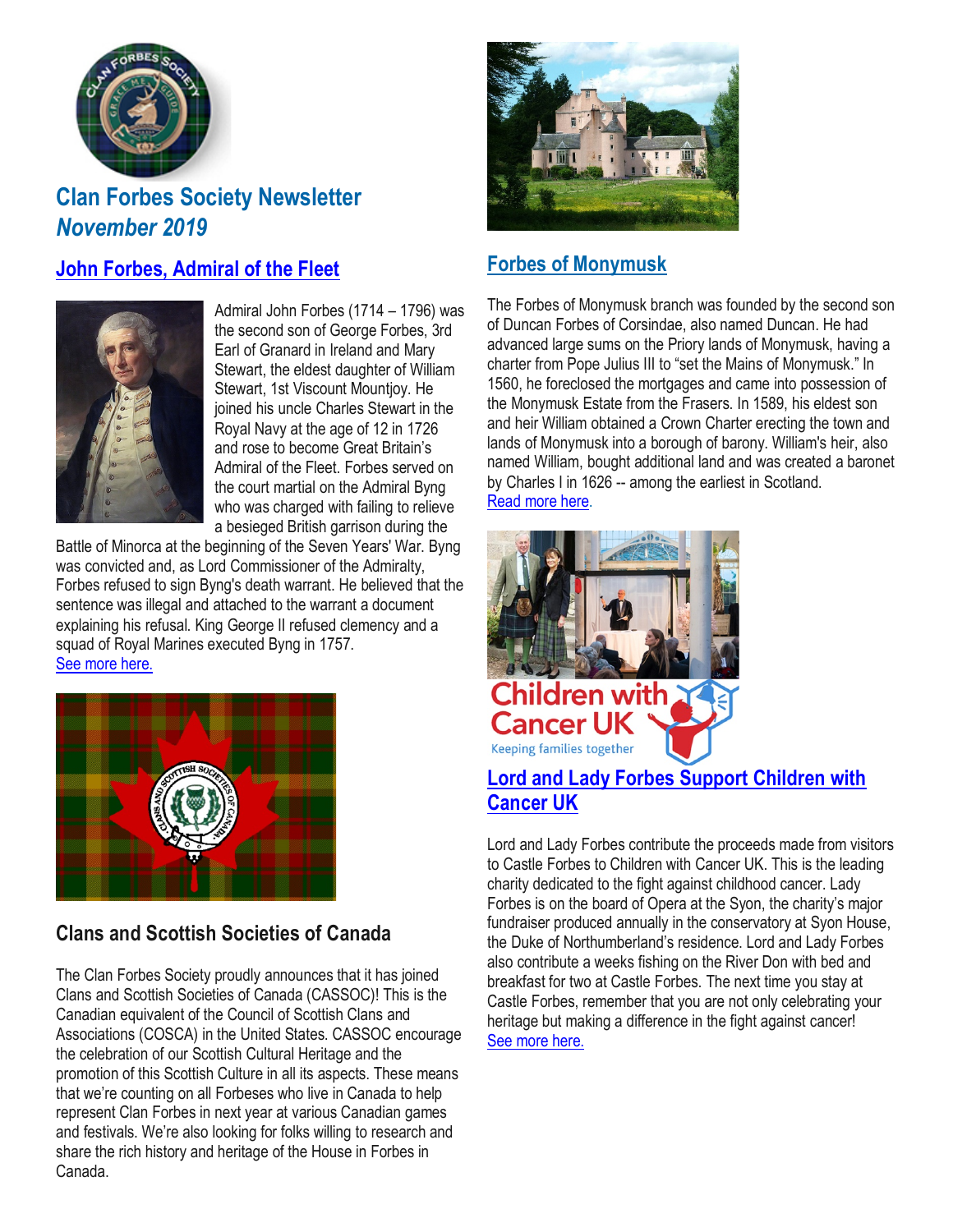# Clan Forbes Society Newsletter
## *November 2019*

## John Forbes, Admiral of the Fleet

Admiral John Forbes (1714 – 1796) was the second son of George Forbes, 3rd Earl of Granard in Ireland and Mary Stewart, the eldest daughter of William Stewart, 1st Viscount Mountjoy. He joined his uncle Charles Stewart in the Royal Navy at the age of 12 in 1726 and rose to become Great Britain's Admiral of the Fleet. Forbes served on the court martial on the Admiral Byng who was charged with failing to relieve a besieged British garrison during the Battle of Minorca at the beginning of the Seven Years' War. Byng was convicted and, as Lord Commissioner of the Admiralty, Forbes refused to sign Byng's death warrant. He believed that the sentence was illegal and attached to the warrant a document explaining his refusal. King George II refused clemency and a squad of Royal Marines executed Byng in 1757.
See more here.

## Clans and Scottish Societies of Canada

The Clan Forbes Society proudly announces that it has joined Clans and Scottish Societies of Canada (CASSOC)! This is the Canadian equivalent of the Council of Scottish Clans and Associations (COSCA) in the United States. CASSOC encourage the celebration of our Scottish Cultural Heritage and the promotion of this Scottish Culture in all its aspects. These means that we're counting on all Forbeses who live in Canada to help represent Clan Forbes in next year at various Canadian games and festivals. We're also looking for folks willing to research and share the rich history and heritage of the House in Forbes in Canada.

## Forbes of Monymusk

The Forbes of Monymusk branch was founded by the second son of Duncan Forbes of Corsindae, also named Duncan. He had advanced large sums on the Priory lands of Monymusk, having a charter from Pope Julius III to "set the Mains of Monymusk." In 1560, he foreclosed the mortgages and came into possession of the Monymusk Estate from the Frasers. In 1589, his eldest son and heir William obtained a Crown Charter erecting the town and lands of Monymusk into a borough of barony. William's heir, also named William, bought additional land and was created a baronet by Charles I in 1626 -- among the earliest in Scotland.
Read more here.

## Lord and Lady Forbes Support Children with Cancer UK

Lord and Lady Forbes contribute the proceeds made from visitors to Castle Forbes to Children with Cancer UK. This is the leading charity dedicated to the fight against childhood cancer. Lady Forbes is on the board of Opera at the Syon, the charity's major fundraiser produced annually in the conservatory at Syon House, the Duke of Northumberland's residence. Lord and Lady Forbes also contribute a weeks fishing on the River Don with bed and breakfast for two at Castle Forbes. The next time you stay at Castle Forbes, remember that you are not only celebrating your heritage but making a difference in the fight against cancer!
See more here.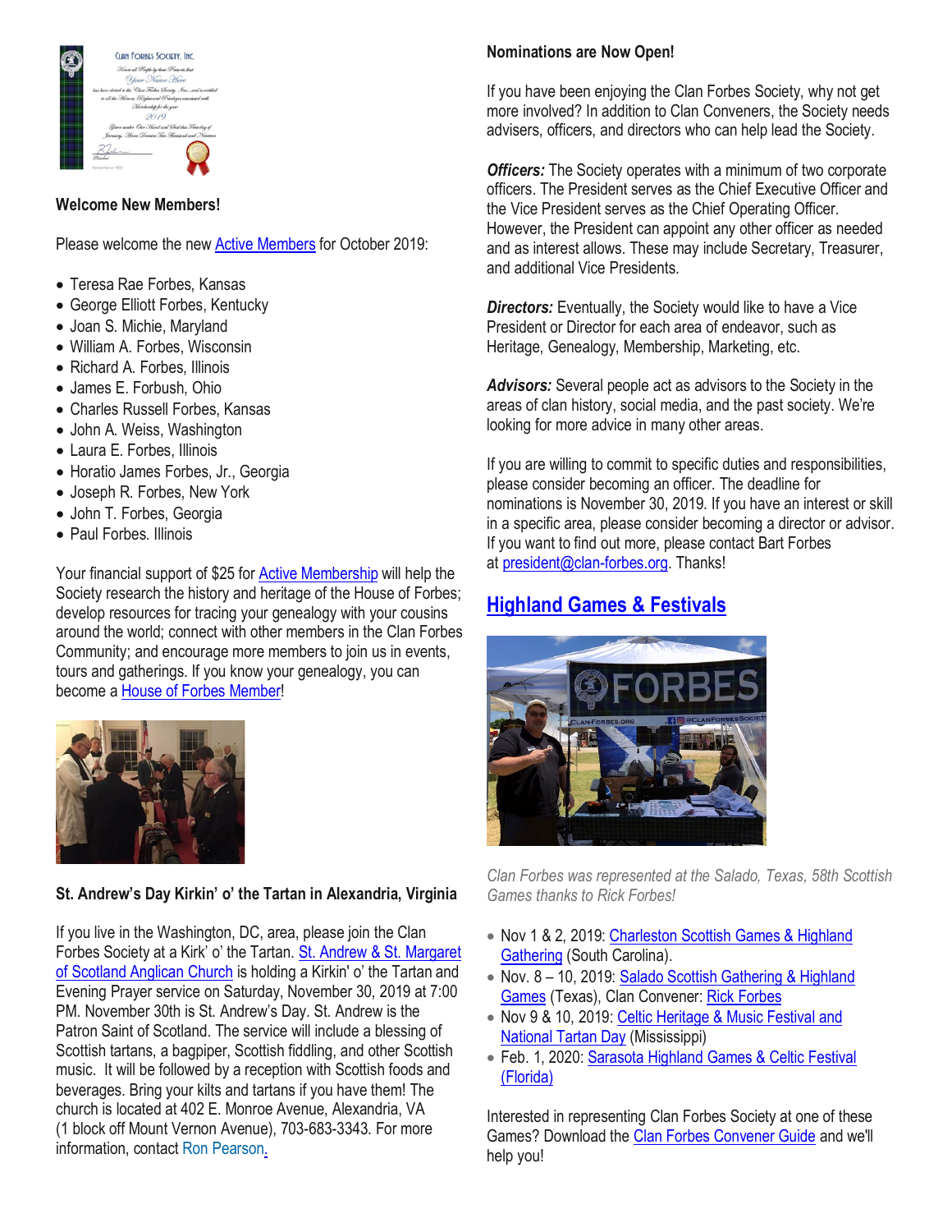**Welcome New Members!**

Please welcome the new Active Members for October 2019:

- Teresa Rae Forbes, Kansas
- George Elliott Forbes, Kentucky
- Joan S. Michie, Maryland
- William A. Forbes, Wisconsin
- Richard A. Forbes, Illinois
- James E. Forbush, Ohio
- Charles Russell Forbes, Kansas
- John A. Weiss, Washington
- Laura E. Forbes, Illinois
- Horatio James Forbes, Jr., Georgia
- Joseph R. Forbes, New York
- John T. Forbes, Georgia
- Paul Forbes. Illinois

Your financial support of $25 for Active Membership will help the Society research the history and heritage of the House of Forbes; develop resources for tracing your genealogy with your cousins around the world; connect with other members in the Clan Forbes Community; and encourage more members to join us in events, tours and gatherings. If you know your genealogy, you can become a House of Forbes Member!

**St. Andrew's Day Kirkin' o' the Tartan in Alexandria, Virginia**

If you live in the Washington, DC, area, please join the Clan Forbes Society at a Kirk' o' the Tartan. St. Andrew & St. Margaret of Scotland Anglican Church is holding a Kirkin' o' the Tartan and Evening Prayer service on Saturday, November 30, 2019 at 7:00 PM. November 30th is St. Andrew's Day. St. Andrew is the Patron Saint of Scotland. The service will include a blessing of Scottish tartans, a bagpiper, Scottish fiddling, and other Scottish music. It will be followed by a reception with Scottish foods and beverages. Bring your kilts and tartans if you have them! The church is located at 402 E. Monroe Avenue, Alexandria, VA (1 block off Mount Vernon Avenue), 703-683-3343. For more information, contact Ron Pearson.

**Nominations are Now Open!**

If you have been enjoying the Clan Forbes Society, why not get more involved? In addition to Clan Conveners, the Society needs advisers, officers, and directors who can help lead the Society.

***Officers:*** The Society operates with a minimum of two corporate officers. The President serves as the Chief Executive Officer and the Vice President serves as the Chief Operating Officer. However, the President can appoint any other officer as needed and as interest allows. These may include Secretary, Treasurer, and additional Vice Presidents.

***Directors:*** Eventually, the Society would like to have a Vice President or Director for each area of endeavor, such as Heritage, Genealogy, Membership, Marketing, etc.

***Advisors:*** Several people act as advisors to the Society in the areas of clan history, social media, and the past society. We're looking for more advice in many other areas.

If you are willing to commit to specific duties and responsibilities, please consider becoming an officer. The deadline for nominations is November 30, 2019. If you have an interest or skill in a specific area, please consider becoming a director or advisor. If you want to find out more, please contact Bart Forbes at president@clan-forbes.org. Thanks!

## Highland Games & Festivals

*Clan Forbes was represented at the Salado, Texas, 58th Scottish Games thanks to Rick Forbes!*

- Nov 1 & 2, 2019: Charleston Scottish Games & Highland Gathering (South Carolina).
- Nov. 8 – 10, 2019: Salado Scottish Gathering & Highland Games (Texas), Clan Convener: Rick Forbes
- Nov 9 & 10, 2019: Celtic Heritage & Music Festival and National Tartan Day (Mississippi)
- Feb. 1, 2020: Sarasota Highland Games & Celtic Festival (Florida)

Interested in representing Clan Forbes Society at one of these Games? Download the Clan Forbes Convener Guide and we'll help you!